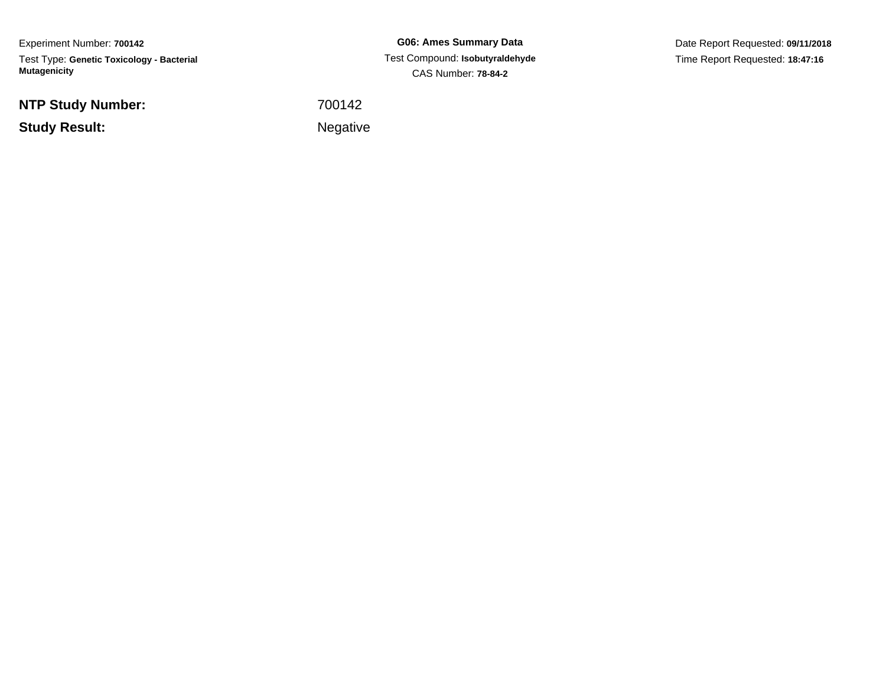Experiment Number: **700142**

Test Type: **Genetic Toxicology - Bacterial Mutagenicity**

**G06: Ames Summary Data**

Test Compound: **Isobutyraldehyde**

CAS Number: **78-84-2**

Date Report Requested: **09/11/2018**

Time Report Requested: **18:47:16**

**NTP Study Number:** 700142

**Study Result:** Negative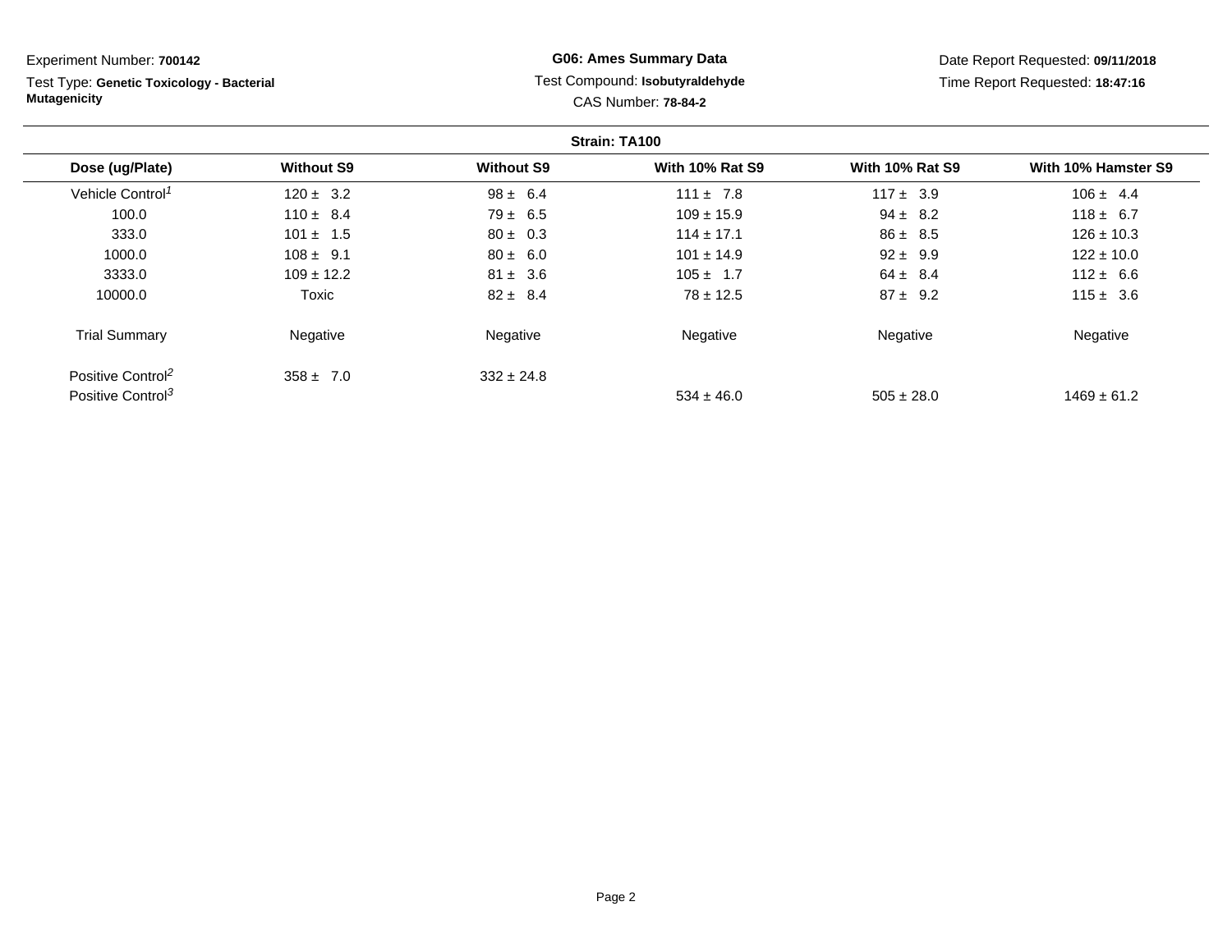Experiment Number: **700142**

Test Type: **Genetic Toxicology - Bacterial Mutagenicity**

**G06: Ames Summary Data**

Test Compound: **Isobutyraldehyde**

CAS Number: **78-84-2**

Date Report Requested: **09/11/2018**

Time Report Requested: **18:47:16**

**Strain: TA100**

| Dose (ug/Plate) | Without S9 | Without S9 | With 10% Rat S9 | With 10% Rat S9 | With 10% Hamster S9 |
|---|---|---|---|---|---|
| Vehicle Control[1] | 120 ± 3.2 | 98 ± 6.4 | 111 ± 7.8 | 117 ± 3.9 | 106 ± 4.4 |
| 100.0 | 110 ± 8.4 | 79 ± 6.5 | 109 ± 15.9 | 94 ± 8.2 | 118 ± 6.7 |
| 333.0 | 101 ± 1.5 | 80 ± 0.3 | 114 ± 17.1 | 86 ± 8.5 | 126 ± 10.3 |
| 1000.0 | 108 ± 9.1 | 80 ± 6.0 | 101 ± 14.9 | 92 ± 9.9 | 122 ± 10.0 |
| 3333.0 | 109 ± 12.2 | 81 ± 3.6 | 105 ± 1.7 | 64 ± 8.4 | 112 ± 6.6 |
| 10000.0 | Toxic | 82 ± 8.4 | 78 ± 12.5 | 87 ± 9.2 | 115 ± 3.6 |
| Trial Summary | Negative | Negative | Negative | Negative | Negative |
| Positive Control[2] | 358 ± 7.0 | 332 ± 24.8 | | | |
| Positive Control[3] | | | 534 ± 46.0 | 505 ± 28.0 | 1469 ± 61.2 |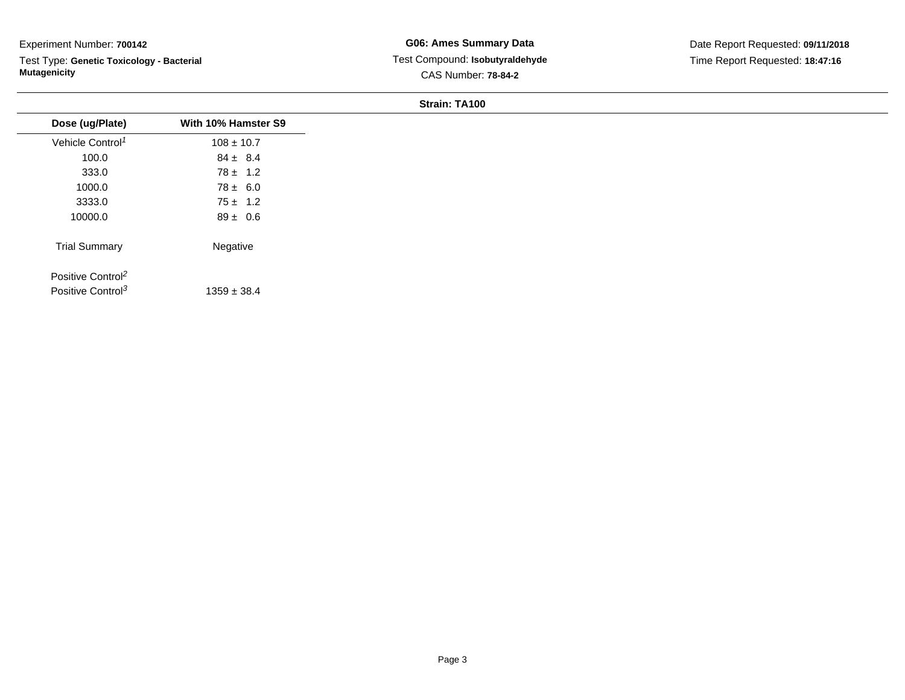Experiment Number: **700142**

Test Type: **Genetic Toxicology - Bacterial Mutagenicity**

**G06: Ames Summary Data**

Test Compound: **Isobutyraldehyde**

CAS Number: **78-84-2**

Date Report Requested: **09/11/2018**

Time Report Requested: **18:47:16**

**Strain: TA100**

| Dose (ug/Plate) | With 10% Hamster S9 |
|---|---|
| Vehicle Control[1] | 108 ± 10.7 |
| 100.0 | 84 ± 8.4 |
| 333.0 | 78 ± 1.2 |
| 1000.0 | 78 ± 6.0 |
| 3333.0 | 75 ± 1.2 |
| 10000.0 | 89 ± 0.6 |
| Trial Summary | Negative |
| Positive Control[2] | |
| Positive Control[3] | 1359 ± 38.4 |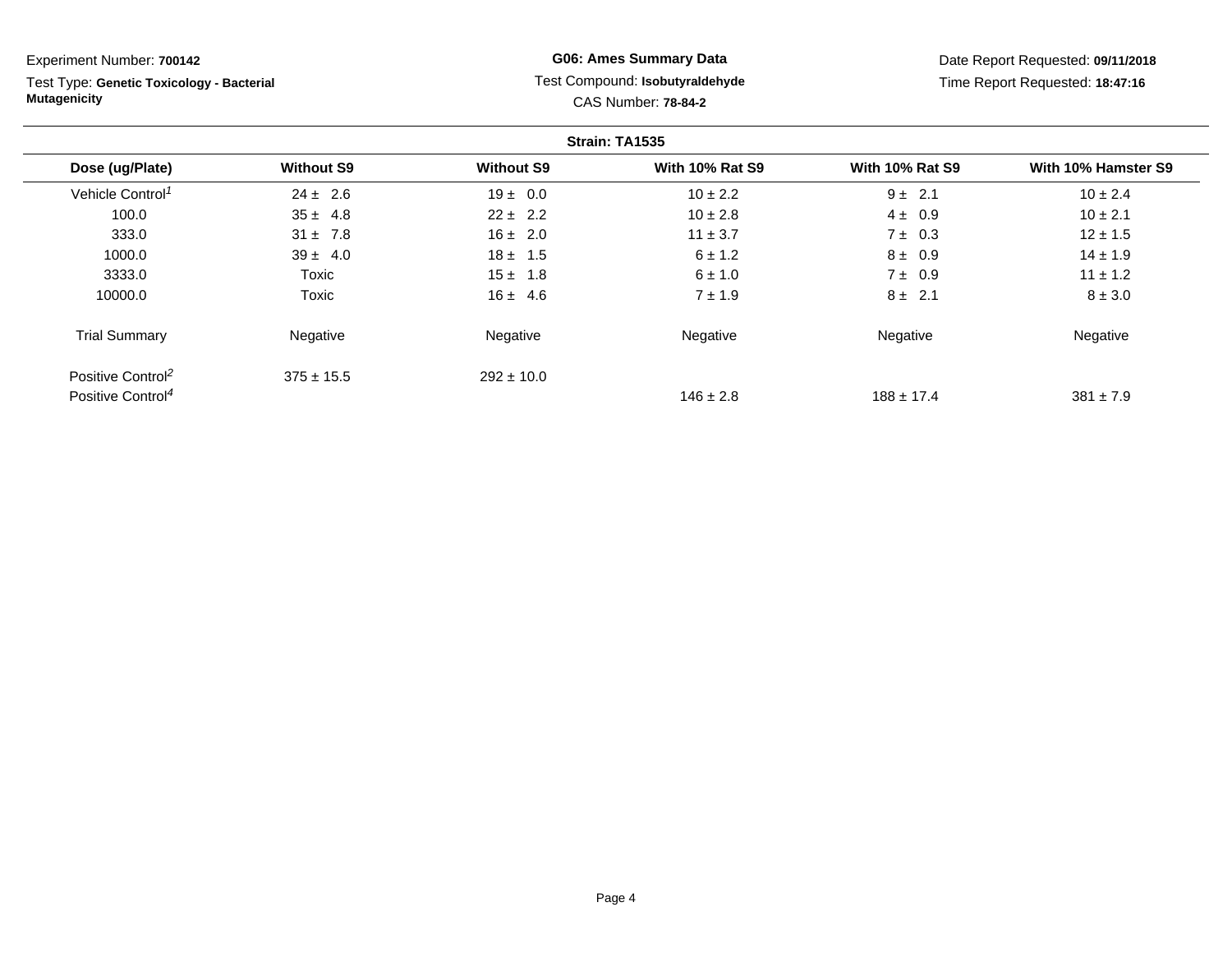Experiment Number: **700142**

Test Type: **Genetic Toxicology - Bacterial Mutagenicity**

**G06: Ames Summary Data**

Test Compound: **Isobutyraldehyde**

CAS Number: **78-84-2**

Date Report Requested: **09/11/2018**

Time Report Requested: **18:47:16**

**Strain: TA1535**

| Dose (ug/Plate) | Without S9 | Without S9 | With 10% Rat S9 | With 10% Rat S9 | With 10% Hamster S9 |
|---|---|---|---|---|---|
| Vehicle Control[1] | 24 ± 2.6 | 19 ± 0.0 | 10 ± 2.2 | 9 ± 2.1 | 10 ± 2.4 |
| 100.0 | 35 ± 4.8 | 22 ± 2.2 | 10 ± 2.8 | 4 ± 0.9 | 10 ± 2.1 |
| 333.0 | 31 ± 7.8 | 16 ± 2.0 | 11 ± 3.7 | 7 ± 0.3 | 12 ± 1.5 |
| 1000.0 | 39 ± 4.0 | 18 ± 1.5 | 6 ± 1.2 | 8 ± 0.9 | 14 ± 1.9 |
| 3333.0 | Toxic | 15 ± 1.8 | 6 ± 1.0 | 7 ± 0.9 | 11 ± 1.2 |
| 10000.0 | Toxic | 16 ± 4.6 | 7 ± 1.9 | 8 ± 2.1 | 8 ± 3.0 |
| Trial Summary | Negative | Negative | Negative | Negative | Negative |
| Positive Control[2] | 375 ± 15.5 | 292 ± 10.0 | | | |
| Positive Control[4] | | | 146 ± 2.8 | 188 ± 17.4 | 381 ± 7.9 |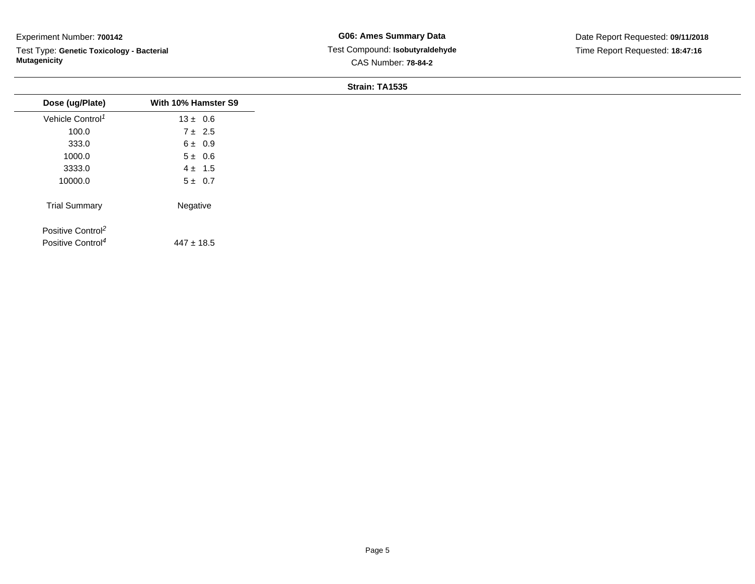Experiment Number: **700142**

Test Type: **Genetic Toxicology - Bacterial Mutagenicity**

**G06: Ames Summary Data**

Test Compound: **Isobutyraldehyde**

CAS Number: **78-84-2**

Date Report Requested: **09/11/2018**

Time Report Requested: **18:47:16**

**Strain: TA1535**

| Dose (ug/Plate) | With 10% Hamster S9 |
|---|---|
| Vehicle Control[1] | 13 ± 0.6 |
| 100.0 | 7 ± 2.5 |
| 333.0 | 6 ± 0.9 |
| 1000.0 | 5 ± 0.6 |
| 3333.0 | 4 ± 1.5 |
| 10000.0 | 5 ± 0.7 |
| Trial Summary | Negative |
| Positive Control[2] | |
| Positive Control[4] | 447 ± 18.5 |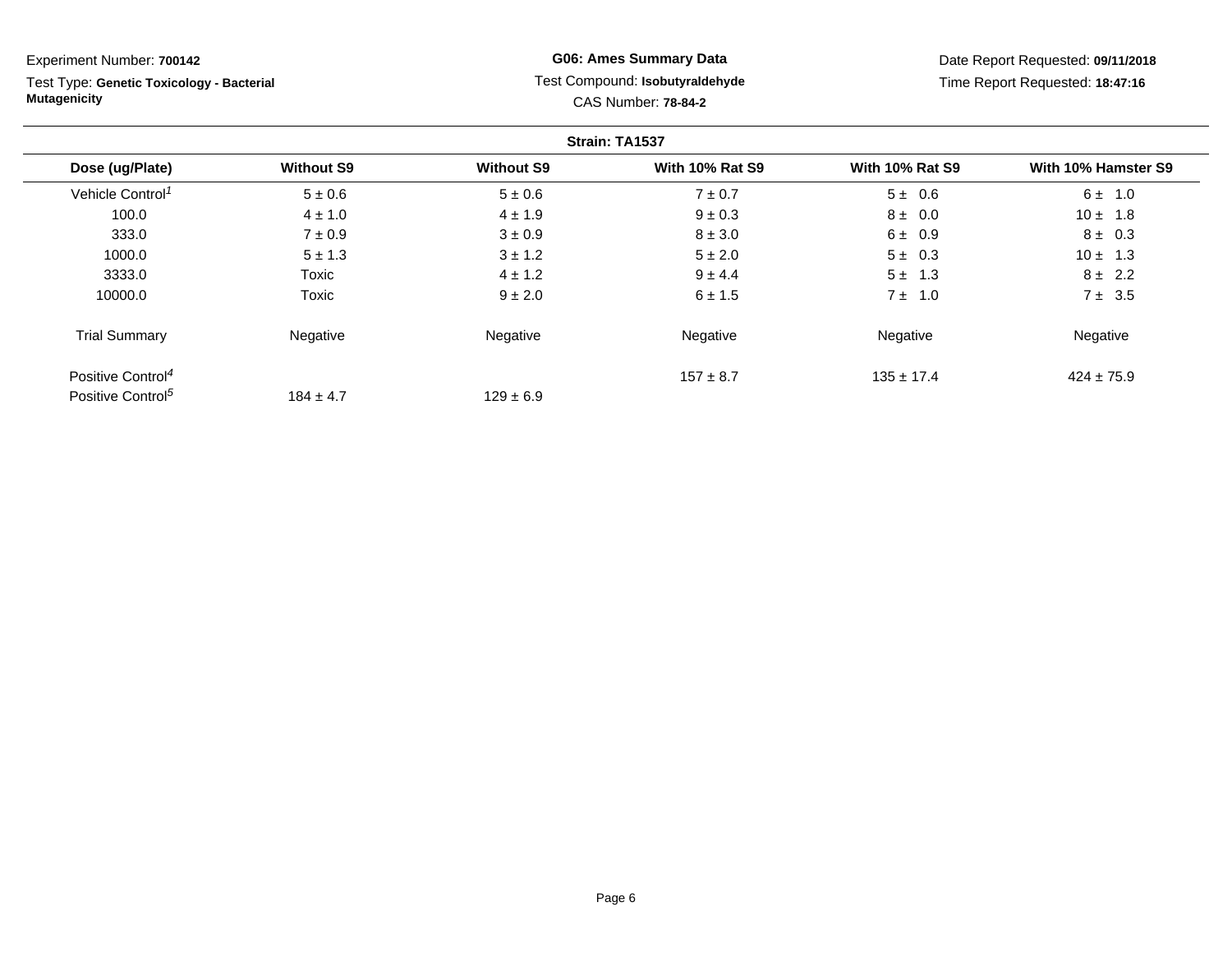Experiment Number: **700142**

Test Type: **Genetic Toxicology - Bacterial Mutagenicity**

**G06: Ames Summary Data**

Test Compound: **Isobutyraldehyde**

CAS Number: **78-84-2**

Date Report Requested: **09/11/2018**

Time Report Requested: **18:47:16**

**Strain: TA1537**

| Dose (ug/Plate) | Without S9 | Without S9 | With 10% Rat S9 | With 10% Rat S9 | With 10% Hamster S9 |
|---|---|---|---|---|---|
| Vehicle Control[1] | 5 ± 0.6 | 5 ± 0.6 | 7 ± 0.7 | 5 ± 0.6 | 6 ± 1.0 |
| 100.0 | 4 ± 1.0 | 4 ± 1.9 | 9 ± 0.3 | 8 ± 0.0 | 10 ± 1.8 |
| 333.0 | 7 ± 0.9 | 3 ± 0.9 | 8 ± 3.0 | 6 ± 0.9 | 8 ± 0.3 |
| 1000.0 | 5 ± 1.3 | 3 ± 1.2 | 5 ± 2.0 | 5 ± 0.3 | 10 ± 1.3 |
| 3333.0 | Toxic | 4 ± 1.2 | 9 ± 4.4 | 5 ± 1.3 | 8 ± 2.2 |
| 10000.0 | Toxic | 9 ± 2.0 | 6 ± 1.5 | 7 ± 1.0 | 7 ± 3.5 |
| Trial Summary | Negative | Negative | Negative | Negative | Negative |
| Positive Control[4] | | | 157 ± 8.7 | 135 ± 17.4 | 424 ± 75.9 |
| Positive Control[5] | 184 ± 4.7 | 129 ± 6.9 | | | |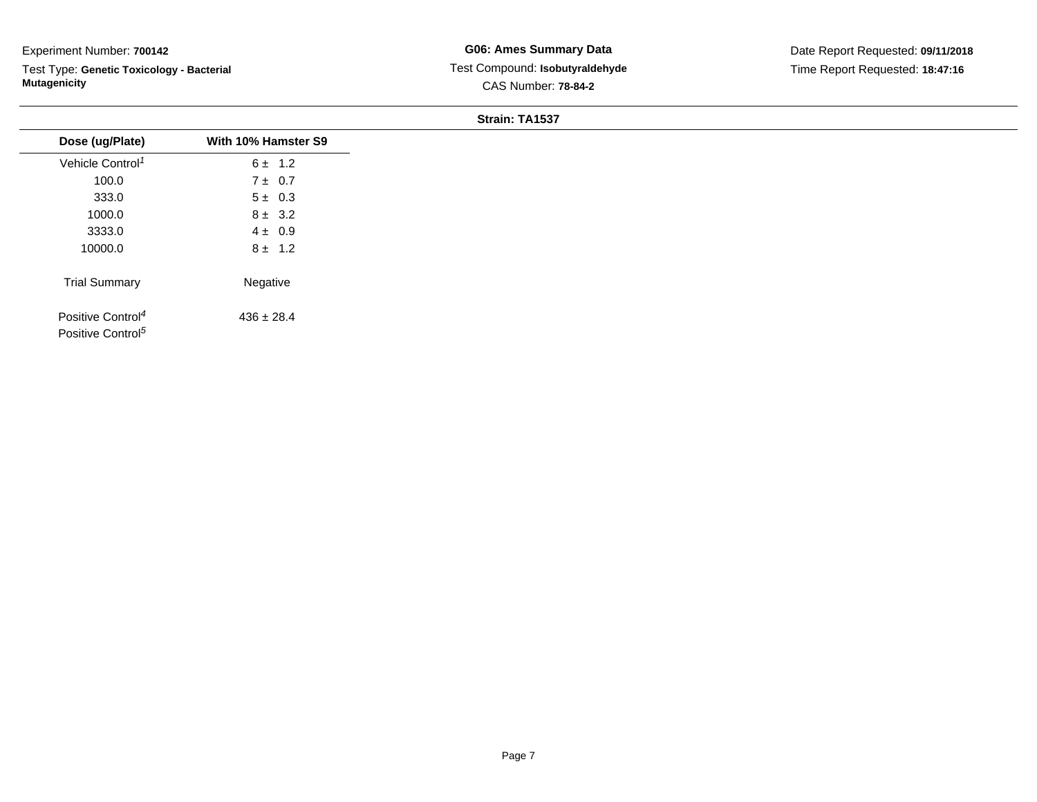Experiment Number: **700142**

Test Type: **Genetic Toxicology - Bacterial Mutagenicity**

**G06: Ames Summary Data**

Test Compound: **Isobutyraldehyde**

CAS Number: **78-84-2**

Date Report Requested: **09/11/2018**

Time Report Requested: **18:47:16**

**Strain: TA1537**

| Dose (ug/Plate) | With 10% Hamster S9 |
|---|---|
| Vehicle Control[1] | 6 ± 1.2 |
| 100.0 | 7 ± 0.7 |
| 333.0 | 5 ± 0.3 |
| 1000.0 | 8 ± 3.2 |
| 3333.0 | 4 ± 0.9 |
| 10000.0 | 8 ± 1.2 |
| Trial Summary | Negative |
| Positive Control[4] | 436 ± 28.4 |
| Positive Control[5] | |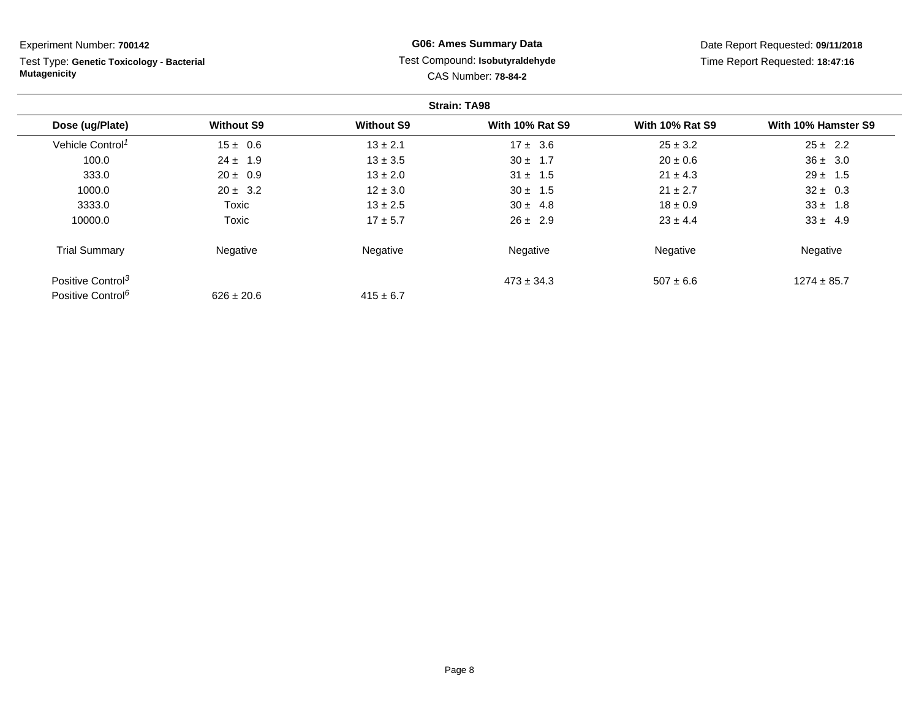Experiment Number: **700142**

Test Type: **Genetic Toxicology - Bacterial Mutagenicity**

**G06: Ames Summary Data**

Test Compound: **Isobutyraldehyde**

CAS Number: **78-84-2**

Date Report Requested: **09/11/2018**

Time Report Requested: **18:47:16**

**Strain: TA98**

| Dose (ug/Plate) | Without S9 | Without S9 | With 10% Rat S9 | With 10% Rat S9 | With 10% Hamster S9 |
|---|---|---|---|---|---|
| Vehicle Control[1] | 15 ± 0.6 | 13 ± 2.1 | 17 ± 3.6 | 25 ± 3.2 | 25 ± 2.2 |
| 100.0 | 24 ± 1.9 | 13 ± 3.5 | 30 ± 1.7 | 20 ± 0.6 | 36 ± 3.0 |
| 333.0 | 20 ± 0.9 | 13 ± 2.0 | 31 ± 1.5 | 21 ± 4.3 | 29 ± 1.5 |
| 1000.0 | 20 ± 3.2 | 12 ± 3.0 | 30 ± 1.5 | 21 ± 2.7 | 32 ± 0.3 |
| 3333.0 | Toxic | 13 ± 2.5 | 30 ± 4.8 | 18 ± 0.9 | 33 ± 1.8 |
| 10000.0 | Toxic | 17 ± 5.7 | 26 ± 2.9 | 23 ± 4.4 | 33 ± 4.9 |
| Trial Summary | Negative | Negative | Negative | Negative | Negative |
| Positive Control[3] | | | 473 ± 34.3 | 507 ± 6.6 | 1274 ± 85.7 |
| Positive Control[6] | 626 ± 20.6 | 415 ± 6.7 | | | |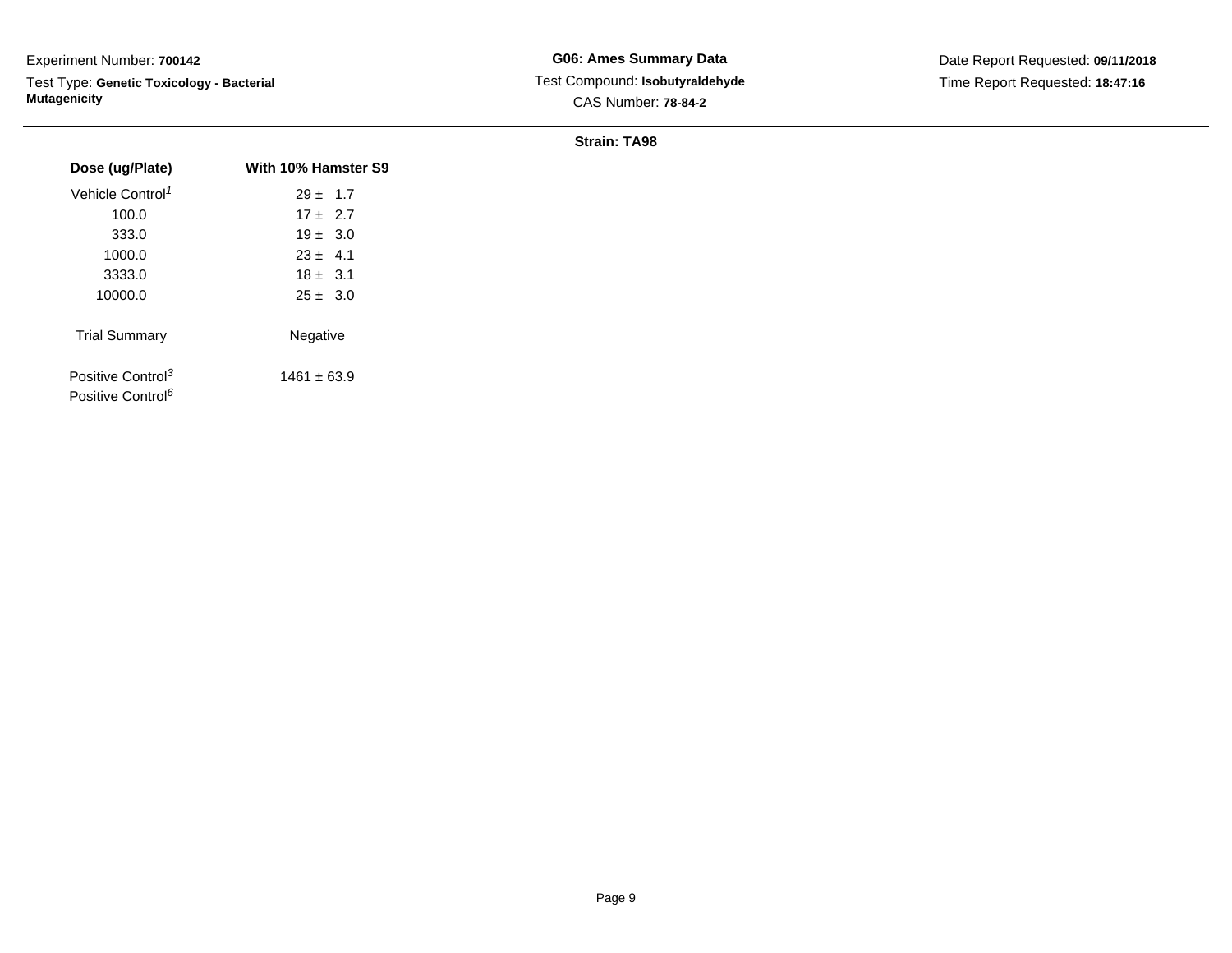Experiment Number: **700142**

Test Type: **Genetic Toxicology - Bacterial Mutagenicity**

**G06: Ames Summary Data**

Test Compound: **Isobutyraldehyde**

CAS Number: **78-84-2**

Date Report Requested: **09/11/2018**

Time Report Requested: **18:47:16**

**Strain: TA98**

| Dose (ug/Plate) | With 10% Hamster S9 |
|---|---|
| Vehicle Control[1] | 29 ± 1.7 |
| 100.0 | 17 ± 2.7 |
| 333.0 | 19 ± 3.0 |
| 1000.0 | 23 ± 4.1 |
| 3333.0 | 18 ± 3.1 |
| 10000.0 | 25 ± 3.0 |
| Trial Summary | Negative |
| Positive Control[3] | 1461 ± 63.9 |
| Positive Control[6] | |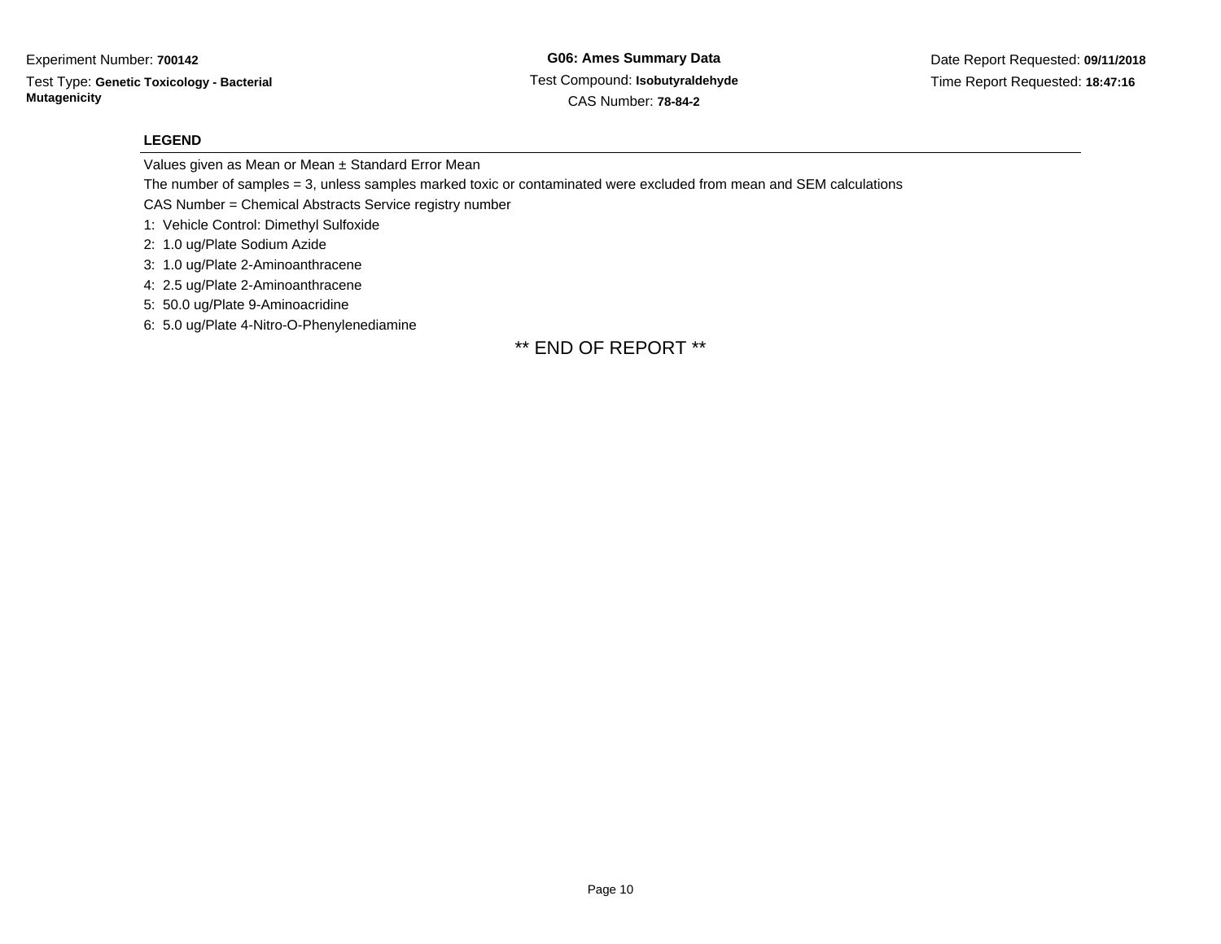Experiment Number: **700142**

Test Type: **Genetic Toxicology - Bacterial Mutagenicity**

**G06: Ames Summary Data**

Test Compound: **Isobutyraldehyde**

CAS Number: **78-84-2**

Date Report Requested: **09/11/2018**

Time Report Requested: **18:47:16**

**LEGEND**

Values given as Mean or Mean ± Standard Error Mean

The number of samples = 3, unless samples marked toxic or contaminated were excluded from mean and SEM calculations

CAS Number = Chemical Abstracts Service registry number

1: Vehicle Control: Dimethyl Sulfoxide

2: 1.0 ug/Plate Sodium Azide

3: 1.0 ug/Plate 2-Aminoanthracene

4: 2.5 ug/Plate 2-Aminoanthracene

5: 50.0 ug/Plate 9-Aminoacridine

6: 5.0 ug/Plate 4-Nitro-O-Phenylenediamine

** END OF REPORT **